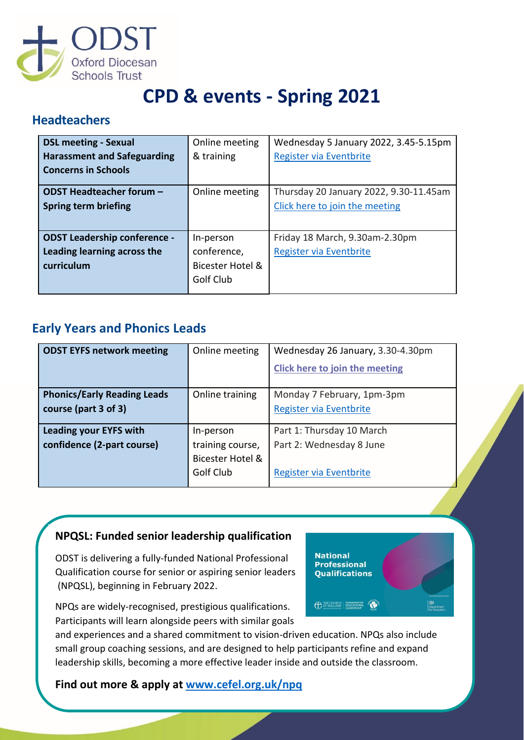ODST
Oxford Diocesan Schools Trust

# CPD & events - Spring 2021

## Headteachers

| | | |
|---|---|---|
| **DSL meeting - Sexual Harassment and Safeguarding Concerns in Schools** | Online meeting & training | Wednesday 5 January 2022, 3.45-5.15pm<br>Register via Eventbrite |
| **ODST Headteacher forum – Spring term briefing** | Online meeting | Thursday 20 January 2022, 9.30-11.45am<br>Click here to join the meeting |
| **ODST Leadership conference - Leading learning across the curriculum** | In-person conference, Bicester Hotel & Golf Club | Friday 18 March, 9.30am-2.30pm<br>Register via Eventbrite |

## Early Years and Phonics Leads

| | | |
|---|---|---|
| **ODST EYFS network meeting** | Online meeting | Wednesday 26 January, 3.30-4.30pm<br>**Click here to join the meeting** |
| **Phonics/Early Reading Leads course (part 3 of 3)** | Online training | Monday 7 February, 1pm-3pm<br>Register via Eventbrite |
| **Leading your EYFS with confidence (2-part course)** | In-person training course, Bicester Hotel & Golf Club | Part 1: Thursday 10 March<br>Part 2: Wednesday 8 June<br>Register via Eventbrite |

### NPQSL: Funded senior leadership qualification

ODST is delivering a fully-funded National Professional Qualification course for senior or aspiring senior leaders (NPQSL), beginning in February 2022.

NPQs are widely-recognised, prestigious qualifications. Participants will learn alongside peers with similar goals and experiences and a shared commitment to vision-driven education. NPQs also include small group coaching sessions, and are designed to help participants refine and expand leadership skills, becoming a more effective leader inside and outside the classroom.

**Find out more & apply at [www.cefel.org.uk/npq](www.cefel.org.uk/npq)**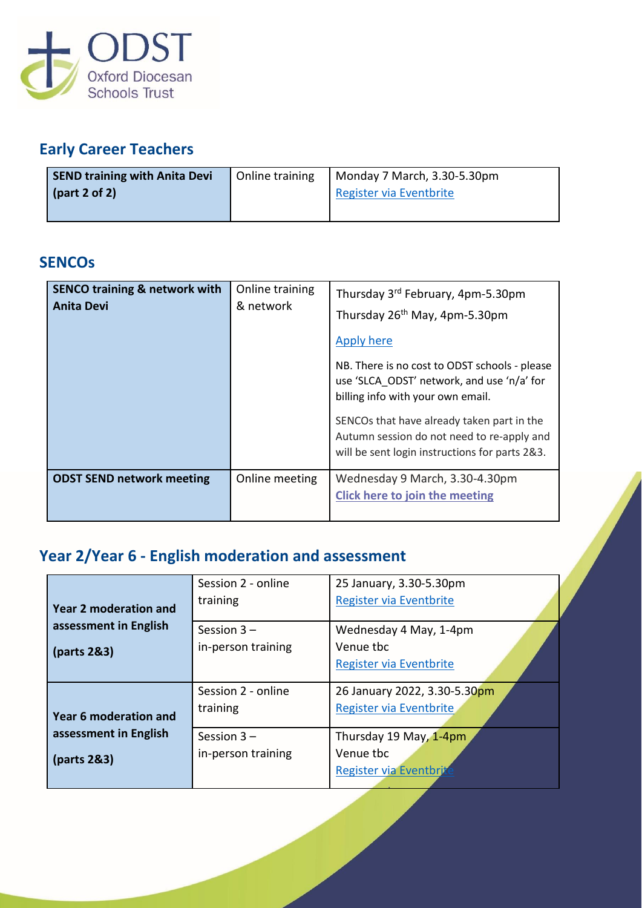## Early Career Teachers

| | | |
|---|---|---|
| **SEND training with Anita Devi (part 2 of 2)** | Online training | Monday 7 March, 3.30-5.30pm<br>Register via Eventbrite |

## SENCOs

| | | |
|---|---|---|
| **SENCO training & network with Anita Devi** | Online training & network | Thursday 3rd February, 4pm-5.30pm<br>Thursday 26th May, 4pm-5.30pm<br>Apply here<br>NB. There is no cost to ODST schools - please use 'SLCA_ODST' network, and use 'n/a' for billing info with your own email.<br>SENCOs that have already taken part in the Autumn session do not need to re-apply and will be sent login instructions for parts 2&3. |
| **ODST SEND network meeting** | Online meeting | Wednesday 9 March, 3.30-4.30pm<br>**Click here to join the meeting** |

## Year 2/Year 6 - English moderation and assessment

| | | |
|---|---|---|
| **Year 2 moderation and assessment in English (parts 2&3)** | Session 2 - online training | 25 January, 3.30-5.30pm<br>Register via Eventbrite |
| | Session 3 – in-person training | Wednesday 4 May, 1-4pm<br>Venue tbc<br>Register via Eventbrite |
| **Year 6 moderation and assessment in English (parts 2&3)** | Session 2 - online training | 26 January 2022, 3.30-5.30pm<br>Register via Eventbrite |
| | Session 3 – in-person training | Thursday 19 May, 1-4pm<br>Venue tbc<br>Register via Eventbrite |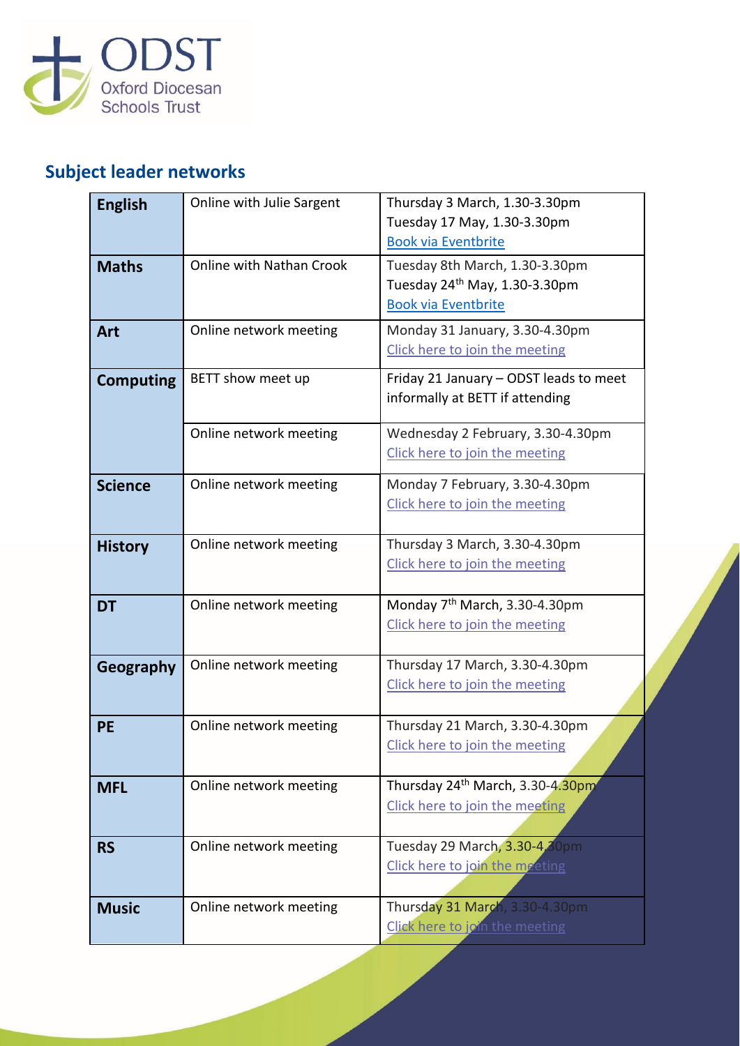## Subject leader networks

| | | |
|---|---|---|
| **English** | Online with Julie Sargent | Thursday 3 March, 1.30-3.30pm<br>Tuesday 17 May, 1.30-3.30pm<br>Book via Eventbrite |
| **Maths** | Online with Nathan Crook | Tuesday 8th March, 1.30-3.30pm<br>Tuesday 24th May, 1.30-3.30pm<br>Book via Eventbrite |
| **Art** | Online network meeting | Monday 31 January, 3.30-4.30pm<br>Click here to join the meeting |
| **Computing** | BETT show meet up | Friday 21 January – ODST leads to meet informally at BETT if attending |
| | Online network meeting | Wednesday 2 February, 3.30-4.30pm<br>Click here to join the meeting |
| **Science** | Online network meeting | Monday 7 February, 3.30-4.30pm<br>Click here to join the meeting |
| **History** | Online network meeting | Thursday 3 March, 3.30-4.30pm<br>Click here to join the meeting |
| **DT** | Online network meeting | Monday 7th March, 3.30-4.30pm<br>Click here to join the meeting |
| **Geography** | Online network meeting | Thursday 17 March, 3.30-4.30pm<br>Click here to join the meeting |
| **PE** | Online network meeting | Thursday 21 March, 3.30-4.30pm<br>Click here to join the meeting |
| **MFL** | Online network meeting | Thursday 24th March, 3.30-4.30pm<br>Click here to join the meeting |
| **RS** | Online network meeting | Tuesday 29 March, 3.30-4.30pm<br>Click here to join the meeting |
| **Music** | Online network meeting | Thursday 31 March, 3.30-4.30pm<br>Click here to join the meeting |